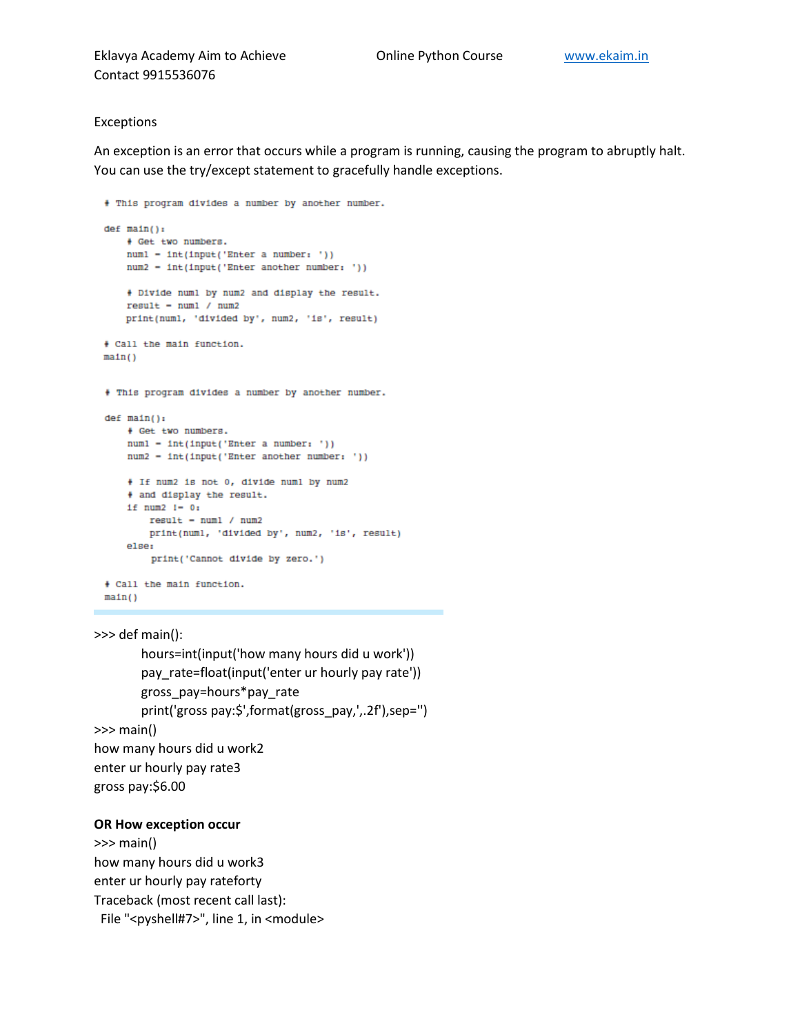Exceptions

An exception is an error that occurs while a program is running, causing the program to abruptly halt. You can use the try/except statement to gracefully handle exceptions.

```
# This program divides a number by another number.

def main():
    # Get two numbers.
    num1 = int(input('Enter a number: '))
    num2 = int(input('Enter another number: '))

    # Divide num1 by num2 and display the result.
    result = num1 / num2
    print(num1, 'divided by', num2, 'is', result)

# Call the main function.
main()
```

```
# This program divides a number by another number.

def main():
    # Get two numbers.
    num1 = int(input('Enter a number: '))
    num2 = int(input('Enter another number: '))

    # If num2 is not 0, divide num1 by num2
    # and display the result.
    if num2 != 0:
        result = num1 / num2
        print(num1, 'divided by', num2, 'is', result)
    else:
        print('Cannot divide by zero.')

# Call the main function.
main()
```

```
>>> def main():
        hours=int(input('how many hours did u work'))
        pay_rate=float(input('enter ur hourly pay rate'))
        gross_pay=hours*pay_rate
        print('gross pay:$',format(gross_pay,',.2f'),sep='')
>>> main()
how many hours did u work2
enter ur hourly pay rate3
gross pay:$6.00
```

**OR How exception occur**

```
>>> main()
how many hours did u work3
enter ur hourly pay rateforty
Traceback (most recent call last):
  File "<pyshell#7>", line 1, in <module>
```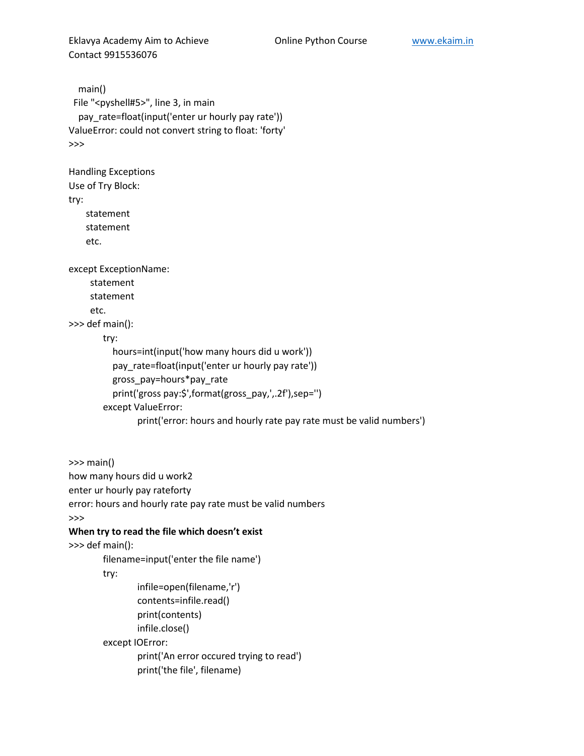```
    main()
  File "<pyshell#5>", line 3, in main
    pay_rate=float(input('enter ur hourly pay rate'))
ValueError: could not convert string to float: 'forty'
>>>
```

Handling Exceptions
Use of Try Block:

```
try:
    statement
    statement
    etc.

except ExceptionName:
     statement
     statement
     etc.
```

```
>>> def main():
        try:
            hours=int(input('how many hours did u work'))
            pay_rate=float(input('enter ur hourly pay rate'))
            gross_pay=hours*pay_rate
            print('gross pay:$',format(gross_pay,',.2f'),sep='')
        except ValueError:
                print('error: hours and hourly rate pay rate must be valid numbers')


>>> main()
how many hours did u work2
enter ur hourly pay rateforty
error: hours and hourly rate pay rate must be valid numbers
>>>
```

**When try to read the file which doesn't exist**

```
>>> def main():
        filename=input('enter the file name')
        try:
                infile=open(filename,'r')
                contents=infile.read()
                print(contents)
                infile.close()
        except IOError:
                print('An error occured trying to read')
                print('the file', filename)
```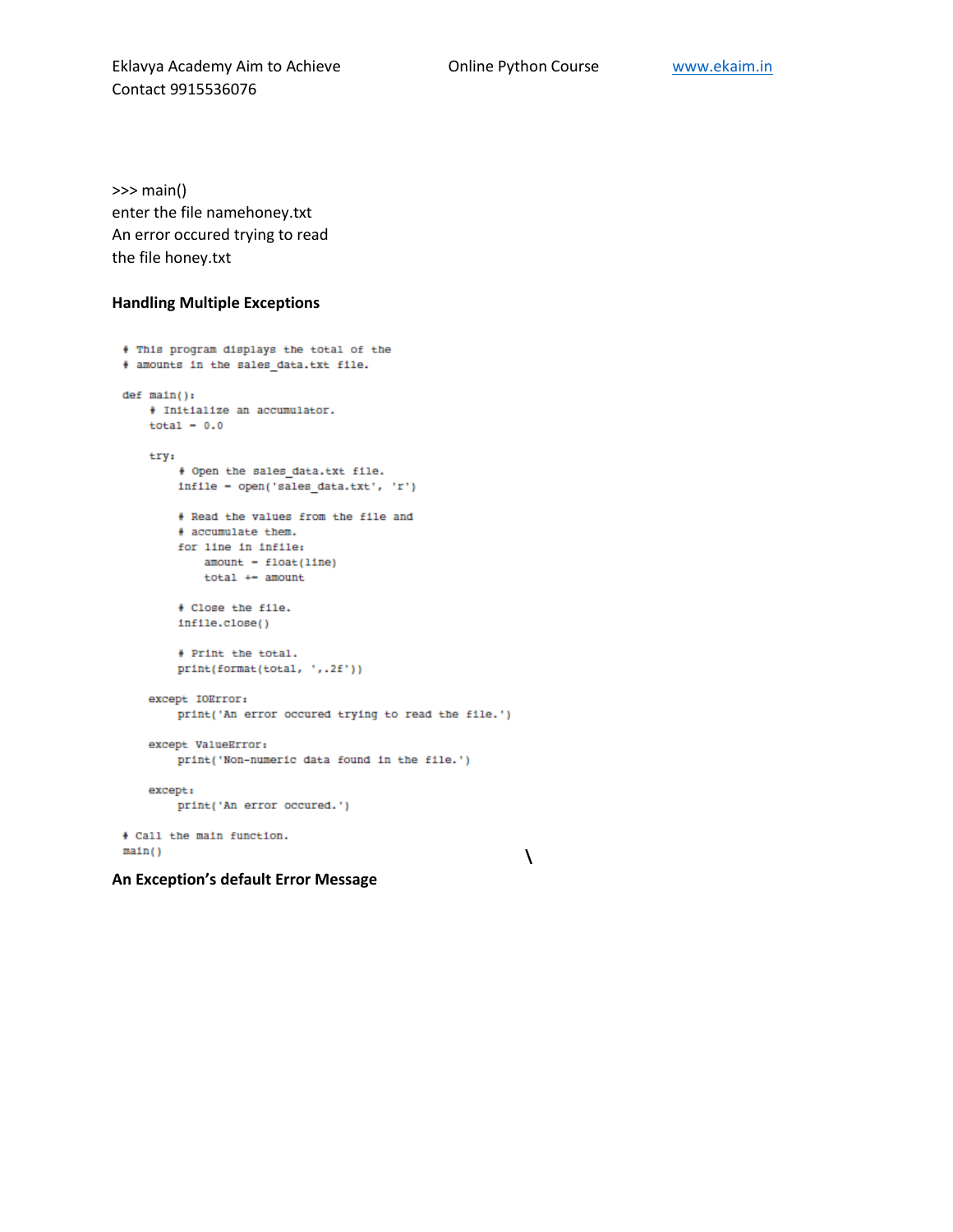>>> main()
enter the file namehoney.txt
An error occured trying to read
the file honey.txt

**Handling Multiple Exceptions**

```
# This program displays the total of the
# amounts in the sales_data.txt file.

def main():
    # Initialize an accumulator.
    total = 0.0

    try:
        # Open the sales_data.txt file.
        infile = open('sales_data.txt', 'r')

        # Read the values from the file and
        # accumulate them.
        for line in infile:
            amount = float(line)
            total += amount

        # Close the file.
        infile.close()

        # Print the total.
        print(format(total, ',.2f'))

    except IOError:
        print('An error occured trying to read the file.')

    except ValueError:
        print('Non-numeric data found in the file.')

    except:
        print('An error occured.')

# Call the main function.
main()
```

\

**An Exception's default Error Message**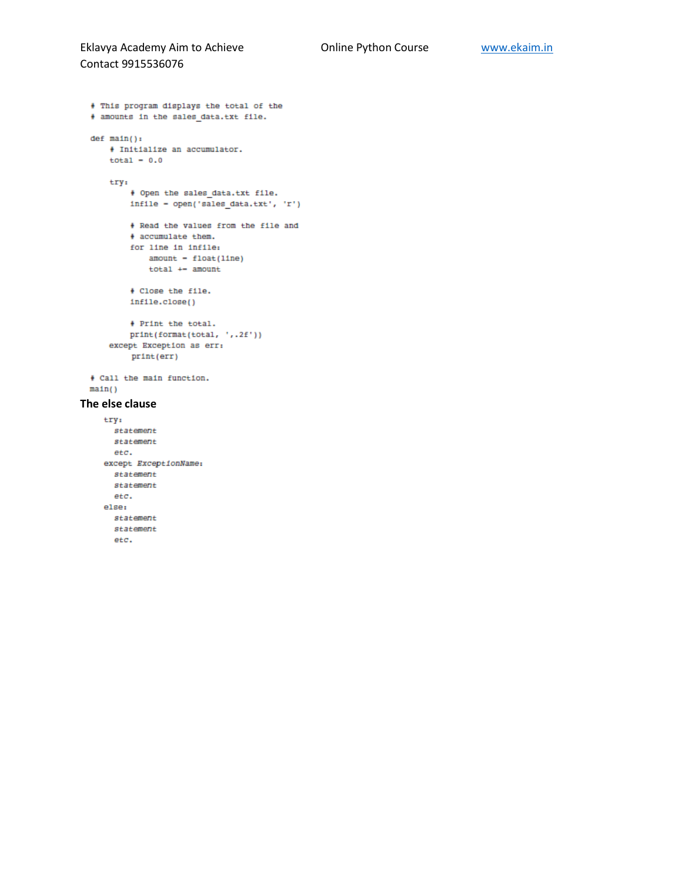```python
# This program displays the total of the
# amounts in the sales_data.txt file.

def main():
    # Initialize an accumulator.
    total = 0.0

    try:
        # Open the sales_data.txt file.
        infile = open('sales_data.txt', 'r')

        # Read the values from the file and
        # accumulate them.
        for line in infile:
            amount = float(line)
            total += amount

        # Close the file.
        infile.close()

        # Print the total.
        print(format(total, ',.2f'))
    except Exception as err:
        print(err)

# Call the main function.
main()
```

**The else clause**

```
try:
    statement
    statement
    etc.
except ExceptionName:
    statement
    statement
    etc.
else:
    statement
    statement
    etc.
```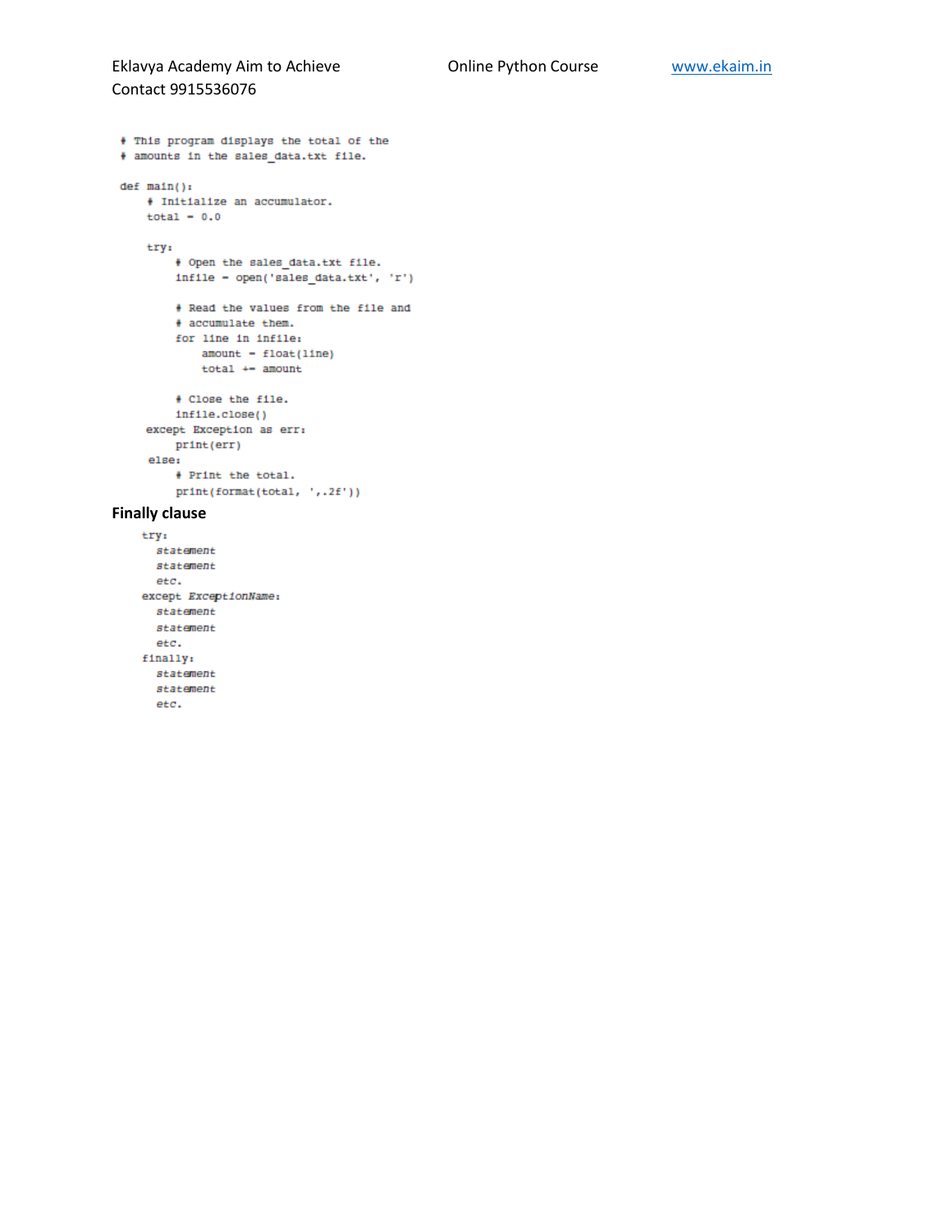```python
# This program displays the total of the
# amounts in the sales_data.txt file.

def main():
    # Initialize an accumulator.
    total = 0.0

    try:
        # Open the sales_data.txt file.
        infile = open('sales_data.txt', 'r')

        # Read the values from the file and
        # accumulate them.
        for line in infile:
            amount = float(line)
            total += amount

        # Close the file.
        infile.close()
    except Exception as err:
        print(err)
    else:
        # Print the total.
        print(format(total, ',.2f'))
```

**Finally clause**

```
try:
    statement
    statement
    etc.
except ExceptionName:
    statement
    statement
    etc.
finally:
    statement
    statement
    etc.
```